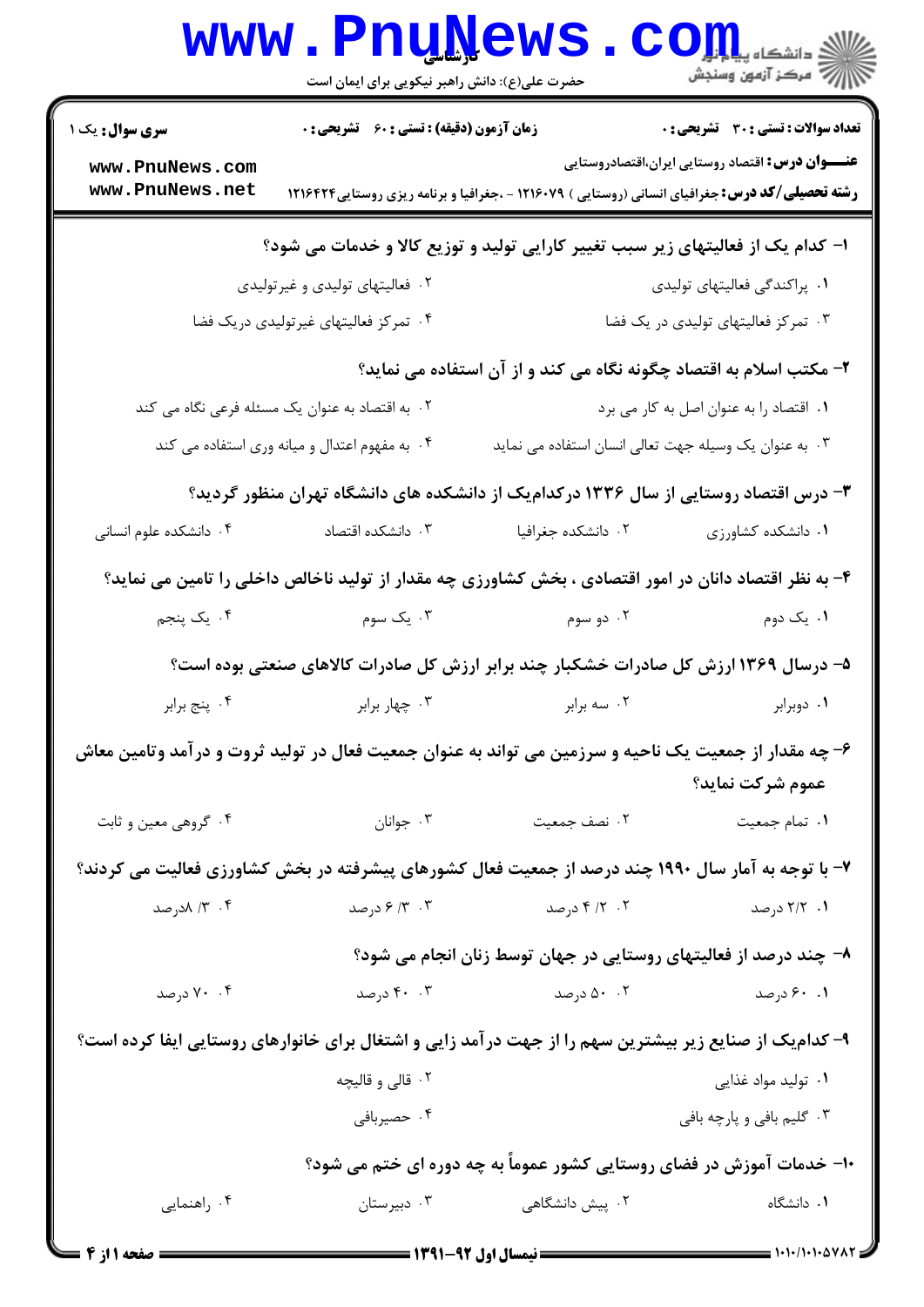کارشناسی

حضرت علی(ع): دانش راهبر نیکویی برای ایمان است

**سری سوال:** یک ۱ | **زمان آزمون (دقیقه) : تستی : ۶۰ تشریحی : ۰** | **تعداد سوالات : تستی : ۳۰ تشریحی : ۰**

**عنـــوان درس:** اقتصاد روستایی ایران،اقتصادروستایی

**رشته تحصیلی/کد درس:** جغرافیای انسانی (روستایی ) ۱۲۱۶۰۷۹ - ،جغرافیا و برنامه ریزی روستایی۱۲۱۶۴۲۴

**۱- کدام یک از فعالیتهای زیر سبب تغییر کارایی تولید و توزیع کالا و خدمات می شود؟**

۱. پراکندگی فعالیتهای تولیدی
۲. فعالیتهای تولیدی و غیرتولیدی
۳. تمرکز فعالیتهای تولیدی در یک فضا
۴. تمرکز فعالیتهای غیرتولیدی دریک فضا

**۲- مکتب اسلام به اقتصاد چگونه نگاه می کند و از آن استفاده می نماید؟**

۱. اقتصاد را به عنوان اصل به کار می برد
۲. به اقتصاد به عنوان یک مسئله فرعی نگاه می کند
۳. به عنوان یک وسیله جهت تعالی انسان استفاده می نماید
۴. به مفهوم اعتدال و میانه وری استفاده می کند

**۳- درس اقتصاد روستایی از سال ۱۳۳۶ درکدام‌یک از دانشکده های دانشگاه تهران منظور گردید؟**

۱. دانشکده کشاورزی
۲. دانشکده جغرافیا
۳. دانشکده اقتصاد
۴. دانشکده علوم انسانی

**۴- به نظر اقتصاد دانان در امور اقتصادی ، بخش کشاورزی چه مقدار از تولید ناخالص داخلی را تامین می نماید؟**

۱. یک دوم
۲. دو سوم
۳. یک سوم
۴. یک پنجم

**۵- درسال ۱۳۶۹ ارزش کل صادرات خشکبار چند برابر ارزش کل صادرات کالاهای صنعتی بوده است؟**

۱. دوبرابر
۲. سه برابر
۳. چهار برابر
۴. پنج برابر

**۶- چه مقدار از جمعیت یک ناحیه و سرزمین می تواند به عنوان جمعیت فعال در تولید ثروت و درآمد وتامین معاش عموم شرکت نماید؟**

۱. تمام جمعیت
۲. نصف جمعیت
۳. جوانان
۴. گروهی معین و ثابت

**۷- با توجه به آمار سال ۱۹۹۰ چند درصد از جمعیت فعال کشورهای پیشرفته در بخش کشاورزی فعالیت می کردند؟**

۱. ۲/۲ درصد
۲. ۴/۲ درصد
۳. ۶/۳ درصد
۴. ۸/۳درصد

**۸- چند درصد از فعالیتهای روستایی در جهان توسط زنان انجام می شود؟**

۱. ۶۰ درصد
۲. ۵۰ درصد
۳. ۴۰ درصد
۴. ۷۰ درصد

**۹- کدام‌یک از صنایع زیر بیشترین سهم را از جهت درآمد زایی و اشتغال برای خانوارهای روستایی ایفا کرده است؟**

۱. تولید مواد غذایی
۲. قالی و قالیچه
۳. گلیم بافی و پارچه بافی
۴. حصیربافی

**۱۰- خدمات آموزش در فضای روستایی کشور عموماً به چه دوره ای ختم می شود؟**

۱. دانشگاه
۲. پیش دانشگاهی
۳. دبیرستان
۴. راهنمایی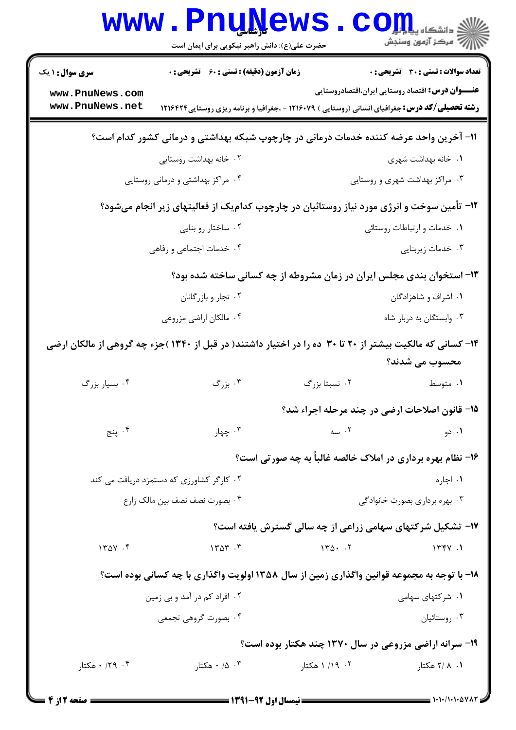**سری سوال:** ۱ یک
**زمان آزمون (دقیقه) : تستی :** ۶۰ **تشریحی :** ۰
**تعداد سوالات : تستی :** ۳۰ **تشریحی :** ۰

**عنـــوان درس:** اقتصاد روستایی ایران،اقتصادروستایی

**رشته تحصیلی/کد درس:** جغرافیای انسانی (روستایی ) ۱۲۱۶۰۷۹ - ،جغرافیا و برنامه ریزی روستایی۱۲۱۶۴۲۴

۱۱- آخرین واحد عرضه کننده خدمات درمانی در چارچوب شبکه بهداشتی و درمانی کشور کدام است؟

۱. خانه بهداشت شهری
۲. خانه بهداشت روستایی
۳. مراکز بهداشت شهری و روستایی
۴. مراکز بهداشتی و درمانی روستایی

۱۲- تأمین سوخت و انرژی مورد نیاز روستائیان در چارچوب کدام‌یک از فعالیتهای زیر انجام می‌شود؟

۱. خدمات و ارتباطات روستائی
۲. ساختار رو بنایی
۳. خدمات زیربنایی
۴. خدمات اجتماعی و رفاهی

۱۳- استخوان بندی مجلس ایران در زمان مشروطه از چه کسانی ساخته شده بود؟

۱. اشراف و شاهزادگان
۲. تجار و بازرگانان
۳. وابستگان به دربار شاه
۴. مالکان اراضی مزروعی

۱۴- کسانی که مالکیت بیشتر از ۲۰ تا ۳۰ ده را در اختیار داشتند( در قبل از ۱۳۴۰ )جزء چه گروهی از مالکان ارضی محسوب می شدند؟

۱. متوسط
۲. نسبتا بزرگ
۳. بزرگ
۴. بسیار بزرگ

۱۵- قانون اصلاحات ارضی در چند مرحله اجراء شد؟

۱. دو
۲. سه
۳. چهار
۴. پنج

۱۶- نظام بهره برداری در املاک خالصه غالباً به چه صورتی است؟

۱. اجاره
۲. کارگر کشاورزی که دستمزد دریافت می کند
۳. بهره برداری بصورت خانوادگی
۴. بصورت نصف نصف بین مالک زارع

۱۷- تشکیل شرکتهای سهامی زراعی از چه سالی گسترش یافته است؟

۱. ۱۳۴۷
۲. ۱۳۵۰
۳. ۱۳۵۳
۴. ۱۳۵۷

۱۸- با توجه به مجموعه قوانین واگذاری زمین از سال ۱۳۵۸ اولویت واگذاری با چه کسانی بوده است؟

۱. شرکتهای سهامی
۲. افراد کم در آمد و بی زمین
۳. روستائیان
۴. بصورت گروهی تجمعی

۱۹- سرانه اراضی مزروعی در سال ۱۳۷۰ چند هکتار بوده است؟

۱. ۲/۸ هکتار
۲. ۱/۱۹ هکتار
۳. ۰/۵ هکتار
۴. ۰/۲۹ هکتار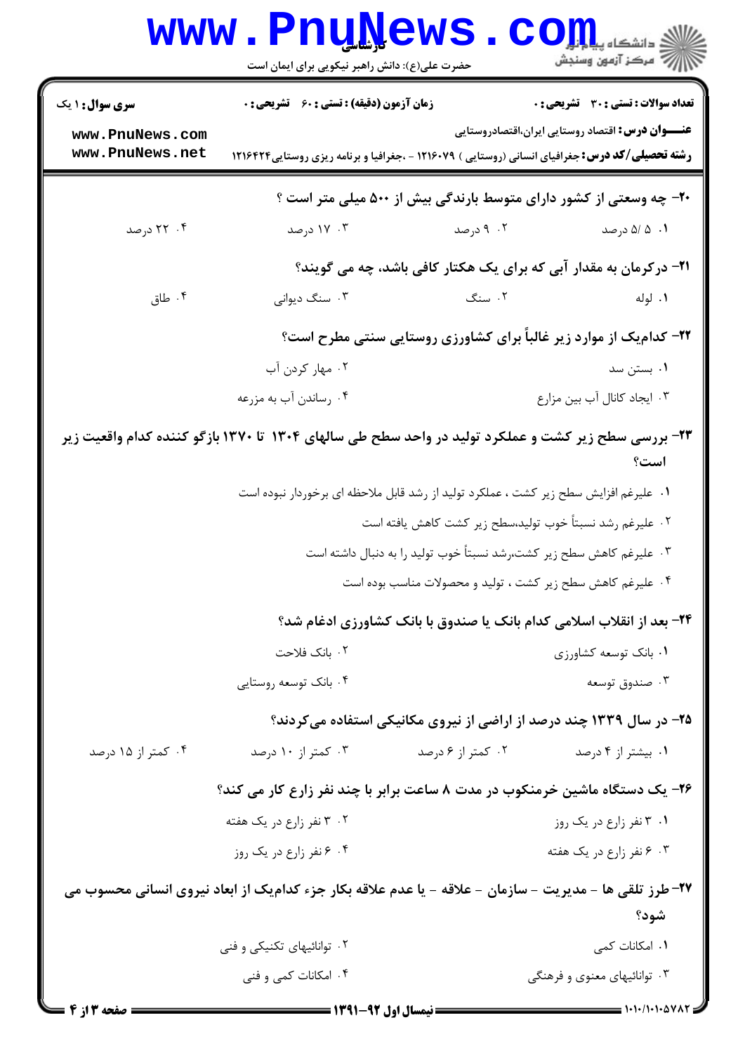**سری سوال:** ۱ یک | **زمان آزمون (دقیقه) : تستی :** ۶۰ **تشریحی :** ۰ | **تعداد سوالات : تستی :** ۳۰ **تشریحی :** ۰

**عنـــوان درس:** اقتصاد روستایی ایران،اقتصادروستایی

**رشته تحصیلی/کد درس:** جغرافیای انسانی (روستایی ) ۱۲۱۶۰۷۹ - ،جغرافیا و برنامه ریزی روستایی۱۲۱۶۴۲۴

**۲۰- چه وسعتی از کشور دارای متوسط بارندگی بیش از ۵۰۰ میلی متر است ؟**

۱. ۵/ ۵ درصد

۲. ۹ درصد

۳. ۱۷ درصد

۴. ۲۲ درصد

**۲۱- درکرمان به مقدار آبی که برای یک هکتار کافی باشد، چه می گویند؟**

۱. لوله

۲. سنگ

۳. سنگ دیوانی

۴. طاق

**۲۲- کدام‌یک از موارد زیر غالباً برای کشاورزی روستایی سنتی مطرح است؟**

۱. بستن سد

۲. مهار کردن آب

۳. ایجاد کانال آب بین مزارع

۴. رساندن آب به مزرعه

**۲۳- بررسی سطح زیر کشت و عملکرد تولید در واحد سطح طی سالهای ۱۳۰۴ تا ۱۳۷۰ بازگو کننده کدام واقعیت زیر است؟**

۱. علیرغم افزایش سطح زیر کشت ، عملکرد تولید از رشد قابل ملاحظه ای برخوردار نبوده است

۲. علیرغم رشد نسبتاً خوب تولید،سطح زیر کشت کاهش یافته است

۳. علیرغم کاهش سطح زیر کشت،رشد نسبتاً خوب تولید را به دنبال داشته است

۴. علیرغم کاهش سطح زیر کشت ، تولید و محصولات مناسب بوده است

**۲۴- بعد از انقلاب اسلامی کدام بانک یا صندوق با بانک کشاورزی ادغام شد؟**

۱. بانک توسعه کشاورزی

۲. بانک فلاحت

۳. صندوق توسعه

۴. بانک توسعه روستایی

**۲۵- در سال ۱۳۳۹ چند درصد از اراضی از نیروی مکانیکی استفاده می‌کردند؟**

۱. بیشتر از ۴ درصد

۲. کمتر از ۶ درصد

۳. کمتر از ۱۰ درصد

۴. کمتر از ۱۵ درصد

**۲۶- یک دستگاه ماشین خرمنکوب در مدت ۸ ساعت برابر با چند نفر زارع کار می کند؟**

۱. ۳ نفر زارع در یک روز

۲. ۳ نفر زارع در یک هفته

۳. ۶ نفر زارع در یک هفته

۴. ۶ نفر زارع در یک روز

**۲۷- طرز تلقی ها - مدیریت - سازمان - علاقه - یا عدم علاقه بکار جزء کدام‌یک از ابعاد نیروی انسانی محسوب می شود؟**

۱. امکانات کمی

۲. توانائیهای تکنیکی و فنی

۳. توانائیهای معنوی و فرهنگی

۴. امکانات کمی و فنی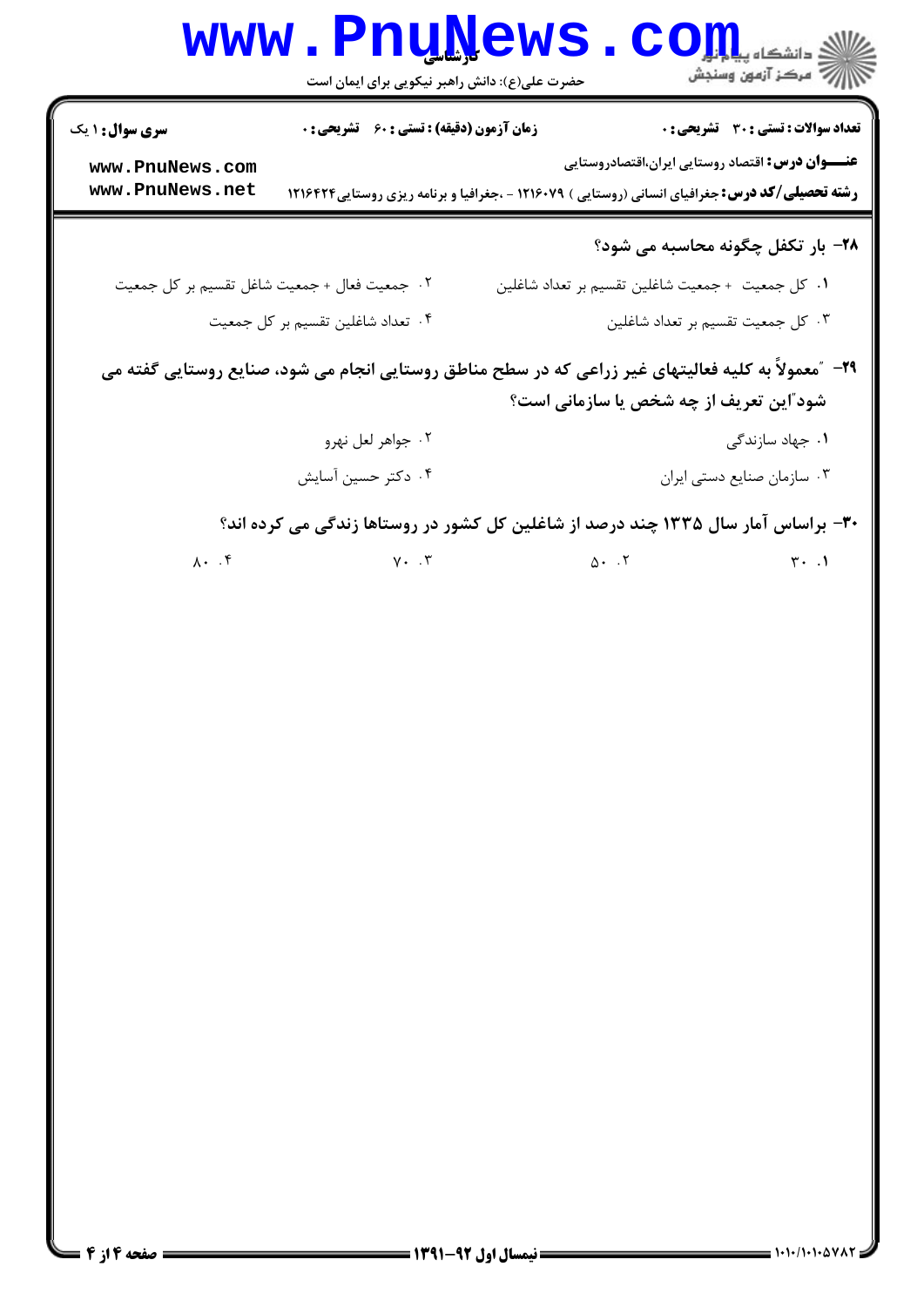۲۸- بار تکفل چگونه محاسبه می شود؟

۱. کل جمعیت + جمعیت شاغلین تقسیم بر تعداد شاغلین

۲. جمعیت فعال + جمعیت شاغل تقسیم بر کل جمعیت

۳. کل جمعیت تقسیم بر تعداد شاغلین

۴. تعداد شاغلین تقسیم بر کل جمعیت

۲۹- "معمولاً به کلیه فعالیتهای غیر زراعی که در سطح مناطق روستایی انجام می شود، صنایع روستایی گفته می شود"این تعریف از چه شخص یا سازمانی است؟

۱. جهاد سازندگی

۲. جواهر لعل نهرو

۳. سازمان صنایع دستی ایران

۴. دکتر حسین آسایش

۳۰- براساس آمار سال ۱۳۳۵ چند درصد از شاغلین کل کشور در روستاها زندگی می کرده اند؟

۱. ۳۰

۲. ۵۰

۳. ۷۰

۴. ۸۰